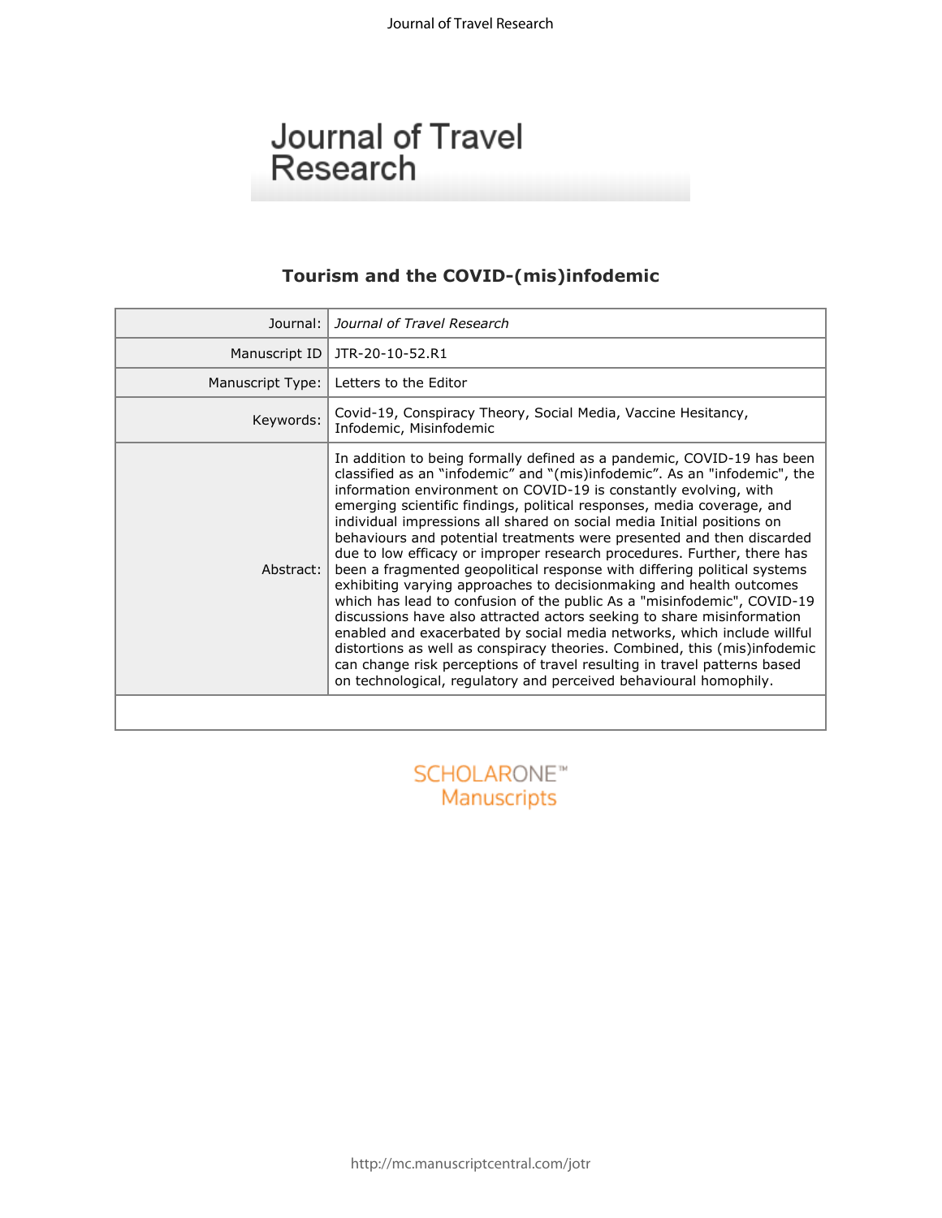# Journal of Travel Research

## Tourism and the COVID-(mis)infodemic

| | |
|---|---|
| Journal: | *Journal of Travel Research* |
| Manuscript ID | JTR-20-10-52.R1 |
| Manuscript Type: | Letters to the Editor |
| Keywords: | Covid-19, Conspiracy Theory, Social Media, Vaccine Hesitancy, Infodemic, Misinfodemic |
| Abstract: | In addition to being formally defined as a pandemic, COVID-19 has been classified as an "infodemic" and "(mis)infodemic". As an "infodemic", the information environment on COVID-19 is constantly evolving, with emerging scientific findings, political responses, media coverage, and individual impressions all shared on social media Initial positions on behaviours and potential treatments were presented and then discarded due to low efficacy or improper research procedures. Further, there has been a fragmented geopolitical response with differing political systems exhibiting varying approaches to decisionmaking and health outcomes which has lead to confusion of the public As a "misinfodemic", COVID-19 discussions have also attracted actors seeking to share misinformation enabled and exacerbated by social media networks, which include willful distortions as well as conspiracy theories. Combined, this (mis)infodemic can change risk perceptions of travel resulting in travel patterns based on technological, regulatory and perceived behavioural homophily. |

SCHOLARONE™ Manuscripts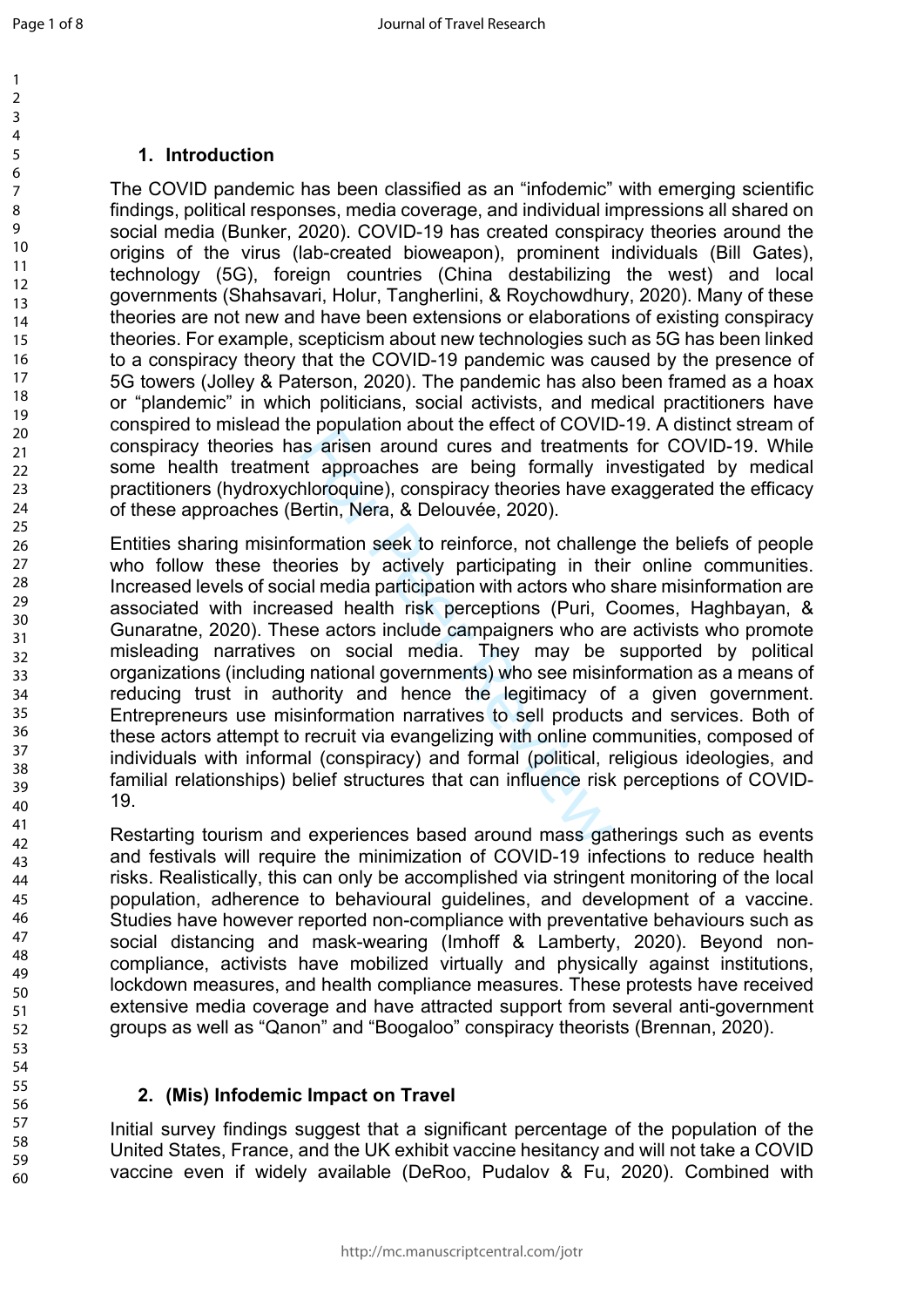## 1. Introduction

The COVID pandemic has been classified as an "infodemic" with emerging scientific findings, political responses, media coverage, and individual impressions all shared on social media (Bunker, 2020). COVID-19 has created conspiracy theories around the origins of the virus (lab-created bioweapon), prominent individuals (Bill Gates), technology (5G), foreign countries (China destabilizing the west) and local governments (Shahsavari, Holur, Tangherlini, & Roychowdhury, 2020). Many of these theories are not new and have been extensions or elaborations of existing conspiracy theories. For example, scepticism about new technologies such as 5G has been linked to a conspiracy theory that the COVID-19 pandemic was caused by the presence of 5G towers (Jolley & Paterson, 2020). The pandemic has also been framed as a hoax or "plandemic" in which politicians, social activists, and medical practitioners have conspired to mislead the population about the effect of COVID-19. A distinct stream of conspiracy theories has arisen around cures and treatments for COVID-19. While some health treatment approaches are being formally investigated by medical practitioners (hydroxychloroquine), conspiracy theories have exaggerated the efficacy of these approaches (Bertin, Nera, & Delouvée, 2020).

Entities sharing misinformation seek to reinforce, not challenge the beliefs of people who follow these theories by actively participating in their online communities. Increased levels of social media participation with actors who share misinformation are associated with increased health risk perceptions (Puri, Coomes, Haghbayan, & Gunaratne, 2020). These actors include campaigners who are activists who promote misleading narratives on social media. They may be supported by political organizations (including national governments) who see misinformation as a means of reducing trust in authority and hence the legitimacy of a given government. Entrepreneurs use misinformation narratives to sell products and services. Both of these actors attempt to recruit via evangelizing with online communities, composed of individuals with informal (conspiracy) and formal (political, religious ideologies, and familial relationships) belief structures that can influence risk perceptions of COVID-19.

Restarting tourism and experiences based around mass gatherings such as events and festivals will require the minimization of COVID-19 infections to reduce health risks. Realistically, this can only be accomplished via stringent monitoring of the local population, adherence to behavioural guidelines, and development of a vaccine. Studies have however reported non-compliance with preventative behaviours such as social distancing and mask-wearing (Imhoff & Lamberty, 2020). Beyond non-compliance, activists have mobilized virtually and physically against institutions, lockdown measures, and health compliance measures. These protests have received extensive media coverage and have attracted support from several anti-government groups as well as "Qanon" and "Boogaloo" conspiracy theorists (Brennan, 2020).

## 2. (Mis) Infodemic Impact on Travel

Initial survey findings suggest that a significant percentage of the population of the United States, France, and the UK exhibit vaccine hesitancy and will not take a COVID vaccine even if widely available (DeRoo, Pudalov & Fu, 2020). Combined with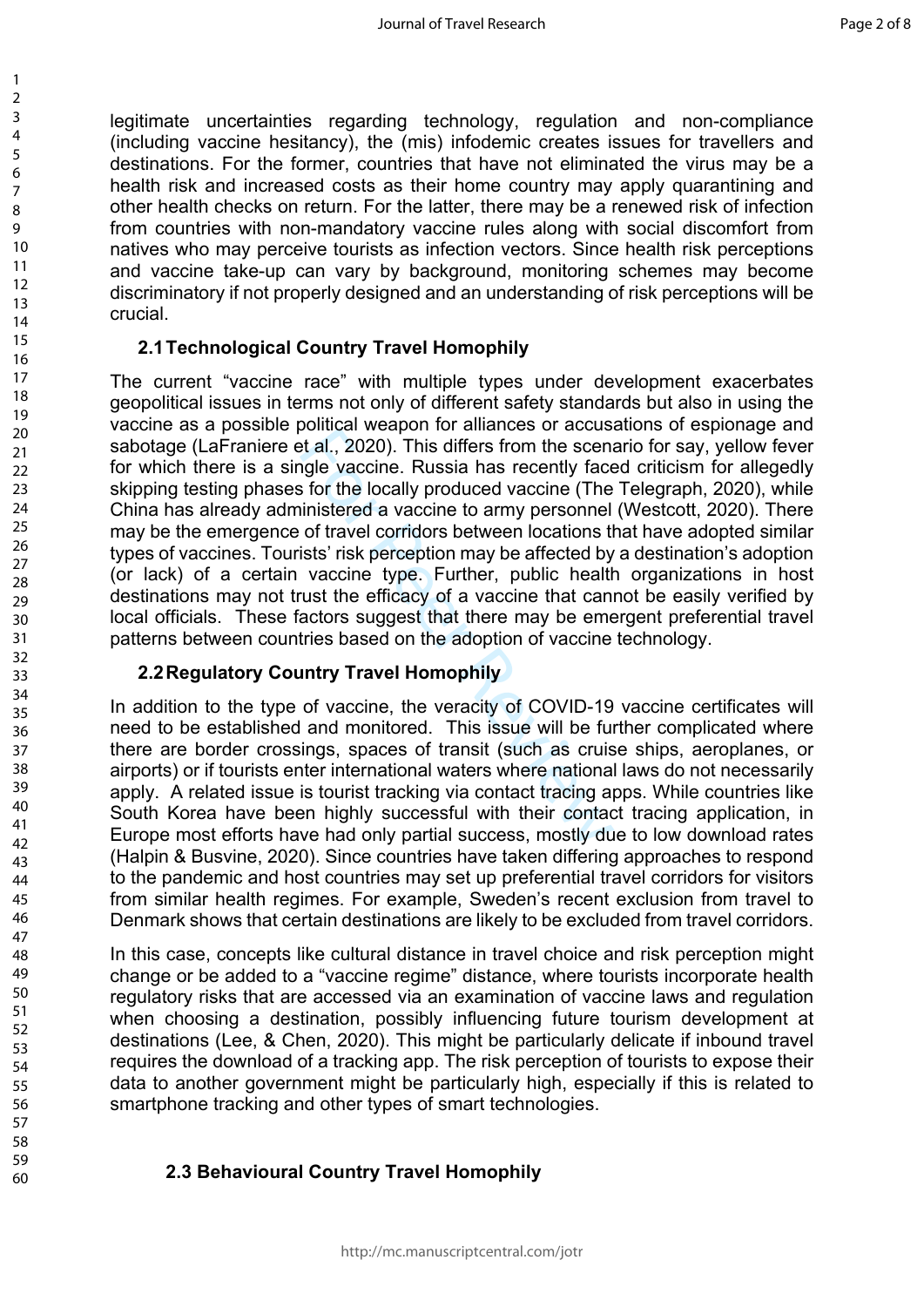legitimate uncertainties regarding technology, regulation and non-compliance (including vaccine hesitancy), the (mis) infodemic creates issues for travellers and destinations. For the former, countries that have not eliminated the virus may be a health risk and increased costs as their home country may apply quarantining and other health checks on return. For the latter, there may be a renewed risk of infection from countries with non-mandatory vaccine rules along with social discomfort from natives who may perceive tourists as infection vectors. Since health risk perceptions and vaccine take-up can vary by background, monitoring schemes may become discriminatory if not properly designed and an understanding of risk perceptions will be crucial.

## 2.1 Technological Country Travel Homophily

The current "vaccine race" with multiple types under development exacerbates geopolitical issues in terms not only of different safety standards but also in using the vaccine as a possible political weapon for alliances or accusations of espionage and sabotage (LaFraniere et al., 2020). This differs from the scenario for say, yellow fever for which there is a single vaccine. Russia has recently faced criticism for allegedly skipping testing phases for the locally produced vaccine (The Telegraph, 2020), while China has already administered a vaccine to army personnel (Westcott, 2020). There may be the emergence of travel corridors between locations that have adopted similar types of vaccines. Tourists' risk perception may be affected by a destination's adoption (or lack) of a certain vaccine type. Further, public health organizations in host destinations may not trust the efficacy of a vaccine that cannot be easily verified by local officials. These factors suggest that there may be emergent preferential travel patterns between countries based on the adoption of vaccine technology.

## 2.2 Regulatory Country Travel Homophily

In addition to the type of vaccine, the veracity of COVID-19 vaccine certificates will need to be established and monitored. This issue will be further complicated where there are border crossings, spaces of transit (such as cruise ships, aeroplanes, or airports) or if tourists enter international waters where national laws do not necessarily apply. A related issue is tourist tracking via contact tracing apps. While countries like South Korea have been highly successful with their contact tracing application, in Europe most efforts have had only partial success, mostly due to low download rates (Halpin & Busvine, 2020). Since countries have taken differing approaches to respond to the pandemic and host countries may set up preferential travel corridors for visitors from similar health regimes. For example, Sweden's recent exclusion from travel to Denmark shows that certain destinations are likely to be excluded from travel corridors.

In this case, concepts like cultural distance in travel choice and risk perception might change or be added to a "vaccine regime" distance, where tourists incorporate health regulatory risks that are accessed via an examination of vaccine laws and regulation when choosing a destination, possibly influencing future tourism development at destinations (Lee, & Chen, 2020). This might be particularly delicate if inbound travel requires the download of a tracking app. The risk perception of tourists to expose their data to another government might be particularly high, especially if this is related to smartphone tracking and other types of smart technologies.

## 2.3 Behavioural Country Travel Homophily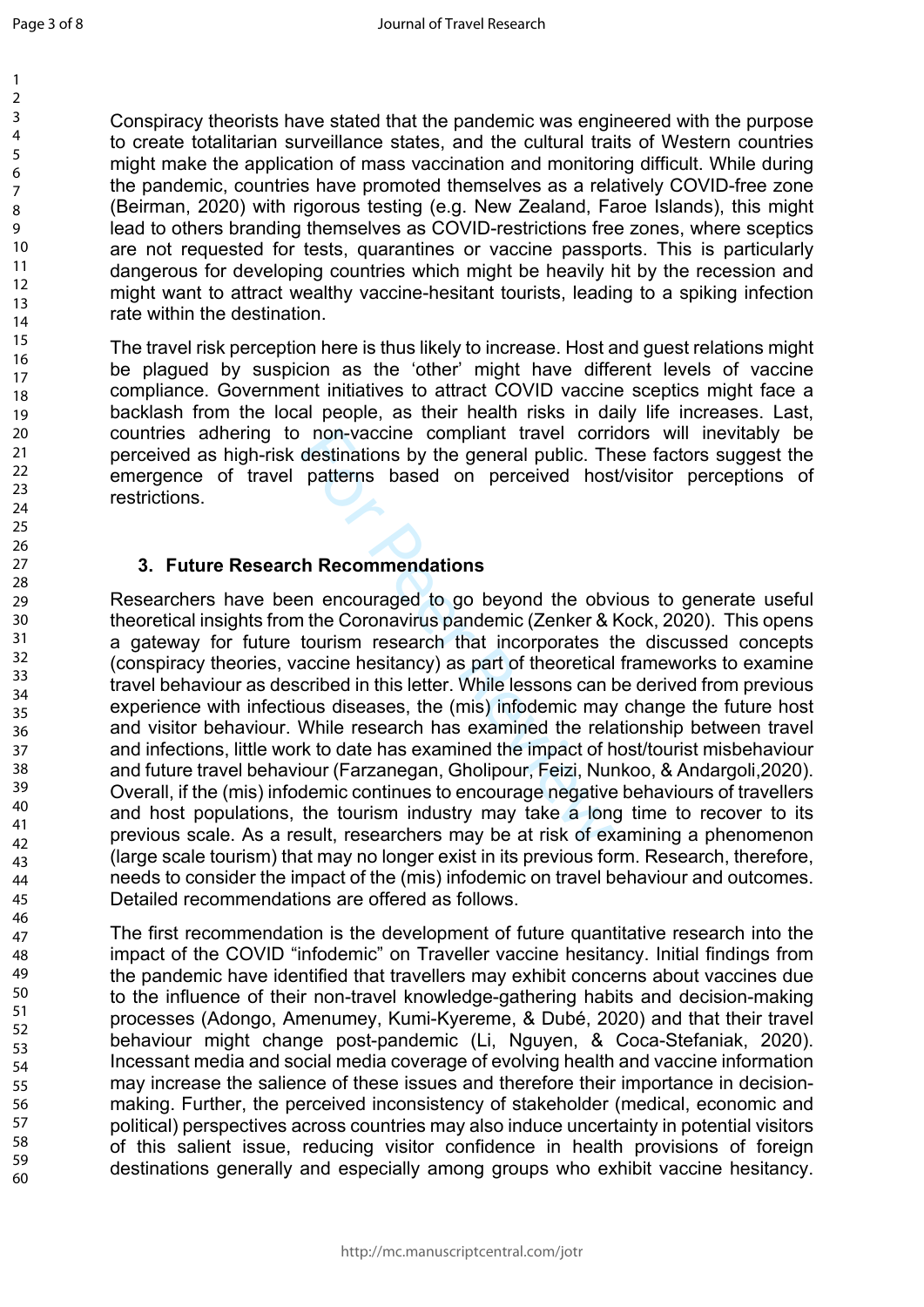Conspiracy theorists have stated that the pandemic was engineered with the purpose to create totalitarian surveillance states, and the cultural traits of Western countries might make the application of mass vaccination and monitoring difficult. While during the pandemic, countries have promoted themselves as a relatively COVID-free zone (Beirman, 2020) with rigorous testing (e.g. New Zealand, Faroe Islands), this might lead to others branding themselves as COVID-restrictions free zones, where sceptics are not requested for tests, quarantines or vaccine passports. This is particularly dangerous for developing countries which might be heavily hit by the recession and might want to attract wealthy vaccine-hesitant tourists, leading to a spiking infection rate within the destination.

The travel risk perception here is thus likely to increase. Host and guest relations might be plagued by suspicion as the 'other' might have different levels of vaccine compliance. Government initiatives to attract COVID vaccine sceptics might face a backlash from the local people, as their health risks in daily life increases. Last, countries adhering to non-vaccine compliant travel corridors will inevitably be perceived as high-risk destinations by the general public. These factors suggest the emergence of travel patterns based on perceived host/visitor perceptions of restrictions.

## 3. Future Research Recommendations

Researchers have been encouraged to go beyond the obvious to generate useful theoretical insights from the Coronavirus pandemic (Zenker & Kock, 2020). This opens a gateway for future tourism research that incorporates the discussed concepts (conspiracy theories, vaccine hesitancy) as part of theoretical frameworks to examine travel behaviour as described in this letter. While lessons can be derived from previous experience with infectious diseases, the (mis) infodemic may change the future host and visitor behaviour. While research has examined the relationship between travel and infections, little work to date has examined the impact of host/tourist misbehaviour and future travel behaviour (Farzanegan, Gholipour, Feizi, Nunkoo, & Andargoli,2020). Overall, if the (mis) infodemic continues to encourage negative behaviours of travellers and host populations, the tourism industry may take a long time to recover to its previous scale. As a result, researchers may be at risk of examining a phenomenon (large scale tourism) that may no longer exist in its previous form. Research, therefore, needs to consider the impact of the (mis) infodemic on travel behaviour and outcomes. Detailed recommendations are offered as follows.

The first recommendation is the development of future quantitative research into the impact of the COVID "infodemic" on Traveller vaccine hesitancy. Initial findings from the pandemic have identified that travellers may exhibit concerns about vaccines due to the influence of their non-travel knowledge-gathering habits and decision-making processes (Adongo, Amenumey, Kumi-Kyereme, & Dubé, 2020) and that their travel behaviour might change post-pandemic (Li, Nguyen, & Coca-Stefaniak, 2020). Incessant media and social media coverage of evolving health and vaccine information may increase the salience of these issues and therefore their importance in decision-making. Further, the perceived inconsistency of stakeholder (medical, economic and political) perspectives across countries may also induce uncertainty in potential visitors of this salient issue, reducing visitor confidence in health provisions of foreign destinations generally and especially among groups who exhibit vaccine hesitancy.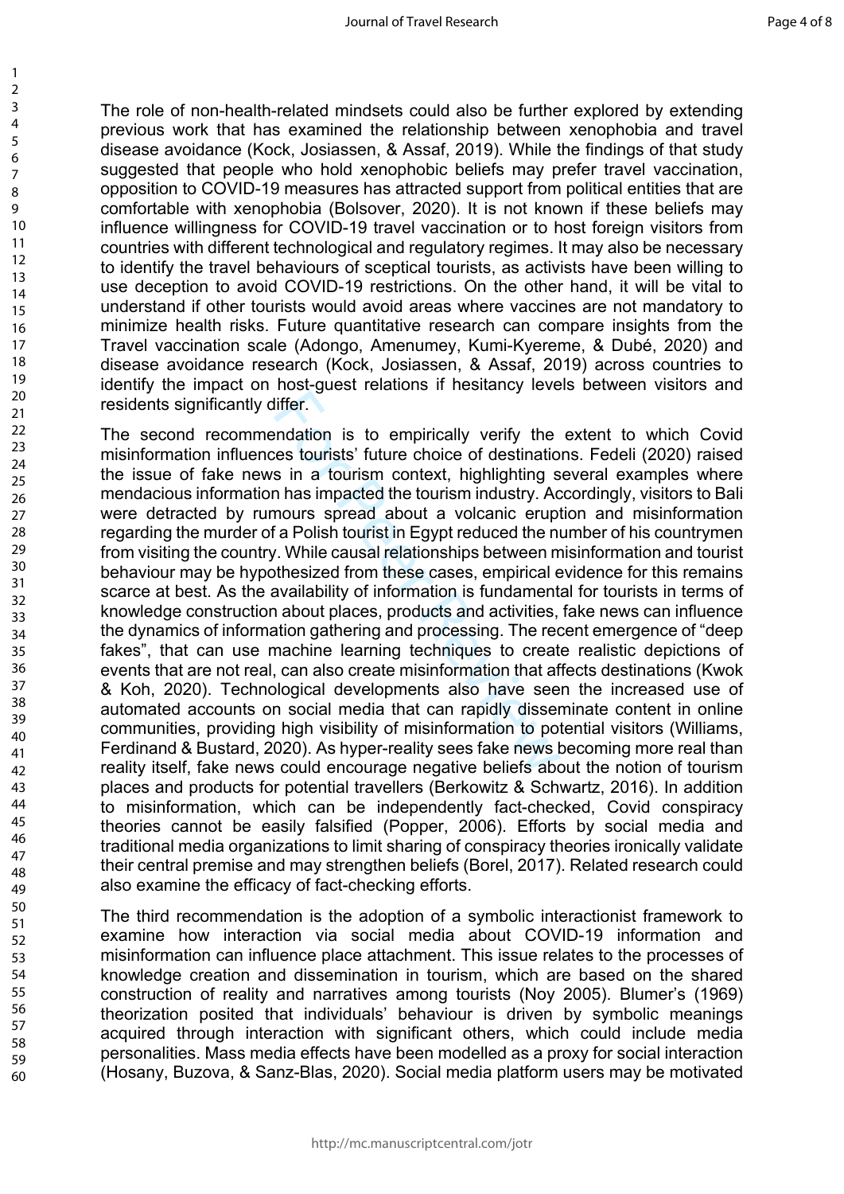The role of non-health-related mindsets could also be further explored by extending previous work that has examined the relationship between xenophobia and travel disease avoidance (Kock, Josiassen, & Assaf, 2019). While the findings of that study suggested that people who hold xenophobic beliefs may prefer travel vaccination, opposition to COVID-19 measures has attracted support from political entities that are comfortable with xenophobia (Bolsover, 2020). It is not known if these beliefs may influence willingness for COVID-19 travel vaccination or to host foreign visitors from countries with different technological and regulatory regimes. It may also be necessary to identify the travel behaviours of sceptical tourists, as activists have been willing to use deception to avoid COVID-19 restrictions. On the other hand, it will be vital to understand if other tourists would avoid areas where vaccines are not mandatory to minimize health risks. Future quantitative research can compare insights from the Travel vaccination scale (Adongo, Amenumey, Kumi-Kyereme, & Dubé, 2020) and disease avoidance research (Kock, Josiassen, & Assaf, 2019) across countries to identify the impact on host-guest relations if hesitancy levels between visitors and residents significantly differ.

The second recommendation is to empirically verify the extent to which Covid misinformation influences tourists' future choice of destinations. Fedeli (2020) raised the issue of fake news in a tourism context, highlighting several examples where mendacious information has impacted the tourism industry. Accordingly, visitors to Bali were detracted by rumours spread about a volcanic eruption and misinformation regarding the murder of a Polish tourist in Egypt reduced the number of his countrymen from visiting the country. While causal relationships between misinformation and tourist behaviour may be hypothesized from these cases, empirical evidence for this remains scarce at best. As the availability of information is fundamental for tourists in terms of knowledge construction about places, products and activities, fake news can influence the dynamics of information gathering and processing. The recent emergence of "deep fakes", that can use machine learning techniques to create realistic depictions of events that are not real, can also create misinformation that affects destinations (Kwok & Koh, 2020). Technological developments also have seen the increased use of automated accounts on social media that can rapidly disseminate content in online communities, providing high visibility of misinformation to potential visitors (Williams, Ferdinand & Bustard, 2020). As hyper-reality sees fake news becoming more real than reality itself, fake news could encourage negative beliefs about the notion of tourism places and products for potential travellers (Berkowitz & Schwartz, 2016). In addition to misinformation, which can be independently fact-checked, Covid conspiracy theories cannot be easily falsified (Popper, 2006). Efforts by social media and traditional media organizations to limit sharing of conspiracy theories ironically validate their central premise and may strengthen beliefs (Borel, 2017). Related research could also examine the efficacy of fact-checking efforts.

The third recommendation is the adoption of a symbolic interactionist framework to examine how interaction via social media about COVID-19 information and misinformation can influence place attachment. This issue relates to the processes of knowledge creation and dissemination in tourism, which are based on the shared construction of reality and narratives among tourists (Noy 2005). Blumer's (1969) theorization posited that individuals' behaviour is driven by symbolic meanings acquired through interaction with significant others, which could include media personalities. Mass media effects have been modelled as a proxy for social interaction (Hosany, Buzova, & Sanz-Blas, 2020). Social media platform users may be motivated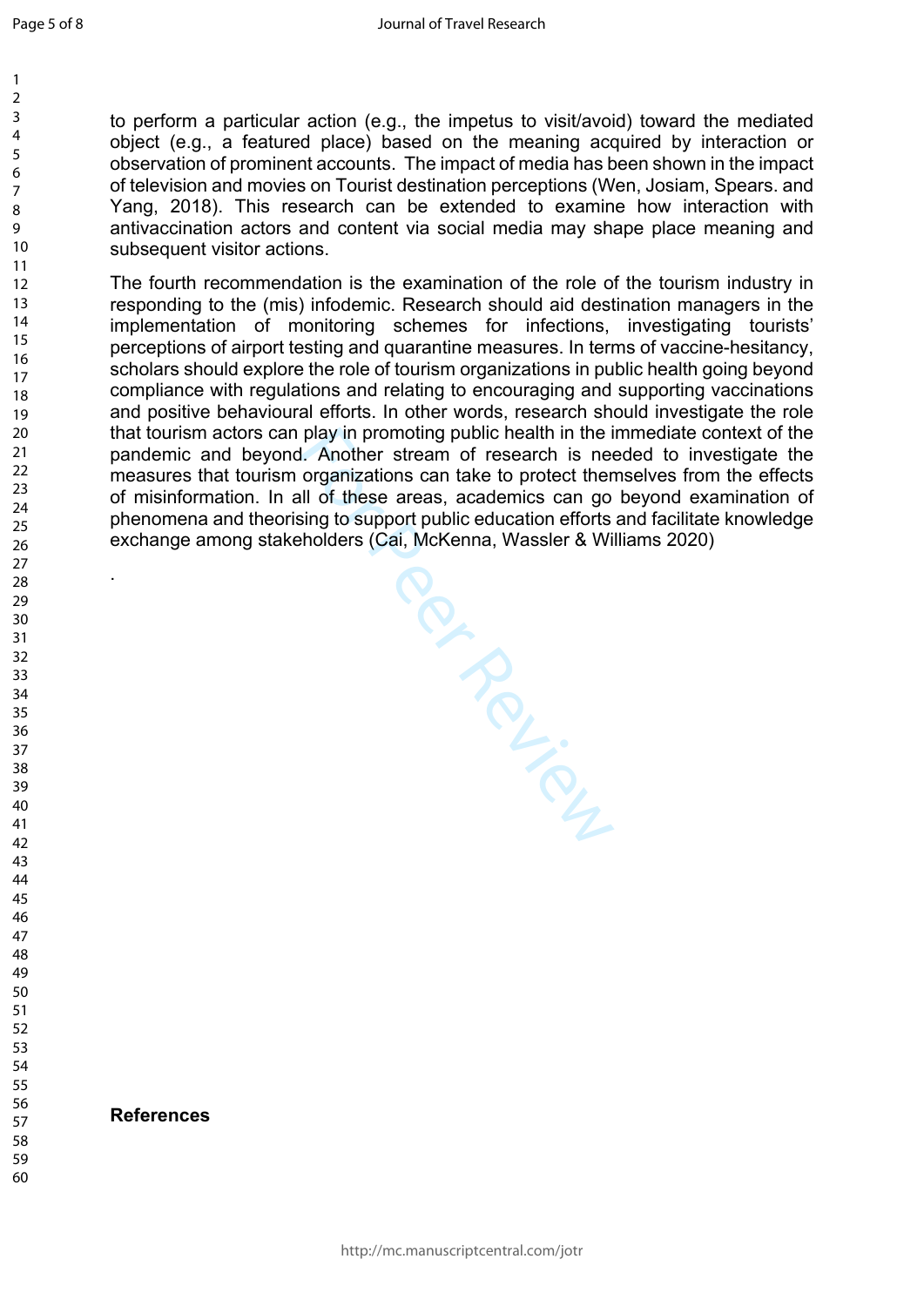to perform a particular action (e.g., the impetus to visit/avoid) toward the mediated object (e.g., a featured place) based on the meaning acquired by interaction or observation of prominent accounts. The impact of media has been shown in the impact of television and movies on Tourist destination perceptions (Wen, Josiam, Spears. and Yang, 2018). This research can be extended to examine how interaction with antivaccination actors and content via social media may shape place meaning and subsequent visitor actions.

The fourth recommendation is the examination of the role of the tourism industry in responding to the (mis) infodemic. Research should aid destination managers in the implementation of monitoring schemes for infections, investigating tourists' perceptions of airport testing and quarantine measures. In terms of vaccine-hesitancy, scholars should explore the role of tourism organizations in public health going beyond compliance with regulations and relating to encouraging and supporting vaccinations and positive behavioural efforts. In other words, research should investigate the role that tourism actors can play in promoting public health in the immediate context of the pandemic and beyond. Another stream of research is needed to investigate the measures that tourism organizations can take to protect themselves from the effects of misinformation. In all of these areas, academics can go beyond examination of phenomena and theorising to support public education efforts and facilitate knowledge exchange among stakeholders (Cai, McKenna, Wassler & Williams 2020)

.

**References**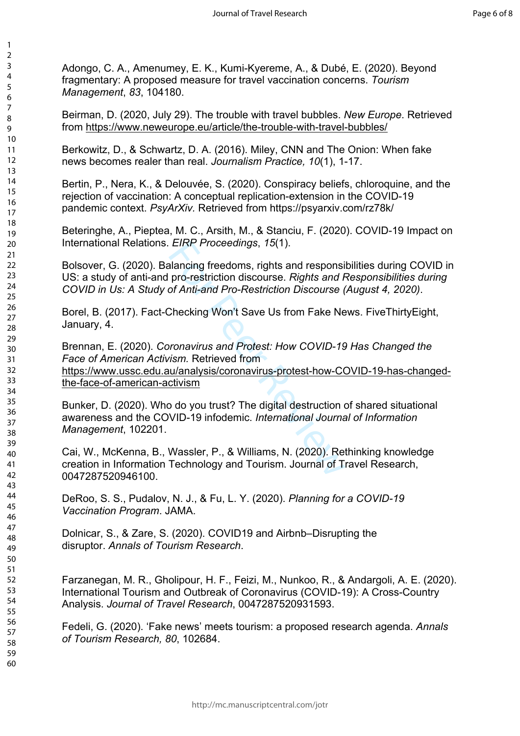Adongo, C. A., Amenumey, E. K., Kumi-Kyereme, A., & Dubé, E. (2020). Beyond fragmentary: A proposed measure for travel vaccination concerns. *Tourism Management*, *83*, 104180.

Beirman, D. (2020, July 29). The trouble with travel bubbles. *New Europe*. Retrieved from https://www.neweurope.eu/article/the-trouble-with-travel-bubbles/

Berkowitz, D., & Schwartz, D. A. (2016). Miley, CNN and The Onion: When fake news becomes realer than real. *Journalism Practice, 10*(1), 1-17.

Bertin, P., Nera, K., & Delouvée, S. (2020). Conspiracy beliefs, chloroquine, and the rejection of vaccination: A conceptual replication-extension in the COVID-19 pandemic context. *PsyArXiv*. Retrieved from https://psyarxiv.com/rz78k/

Beteringhe, A., Pieptea, M. C., Arsith, M., & Stanciu, F. (2020). COVID-19 Impact on International Relations. *EIRP Proceedings*, *15*(1).

Bolsover, G. (2020). Balancing freedoms, rights and responsibilities during COVID in US: a study of anti-and pro-restriction discourse. *Rights and Responsibilities during COVID in Us: A Study of Anti-and Pro-Restriction Discourse (August 4, 2020)*.

Borel, B. (2017). Fact-Checking Won't Save Us from Fake News. FiveThirtyEight, January, 4.

Brennan, E. (2020). *Coronavirus and Protest: How COVID-19 Has Changed the Face of American Activism.* Retrieved from https://www.ussc.edu.au/analysis/coronavirus-protest-how-COVID-19-has-changed-the-face-of-american-activism

Bunker, D. (2020). Who do you trust? The digital destruction of shared situational awareness and the COVID-19 infodemic. *International Journal of Information Management*, 102201.

Cai, W., McKenna, B., Wassler, P., & Williams, N. (2020). Rethinking knowledge creation in Information Technology and Tourism. Journal of Travel Research, 0047287520946100.

DeRoo, S. S., Pudalov, N. J., & Fu, L. Y. (2020). *Planning for a COVID-19 Vaccination Program*. JAMA.

Dolnicar, S., & Zare, S. (2020). COVID19 and Airbnb–Disrupting the disruptor. *Annals of Tourism Research*.

Farzanegan, M. R., Gholipour, H. F., Feizi, M., Nunkoo, R., & Andargoli, A. E. (2020). International Tourism and Outbreak of Coronavirus (COVID-19): A Cross-Country Analysis. *Journal of Travel Research*, 0047287520931593.

Fedeli, G. (2020). 'Fake news' meets tourism: a proposed research agenda. *Annals of Tourism Research, 80*, 102684.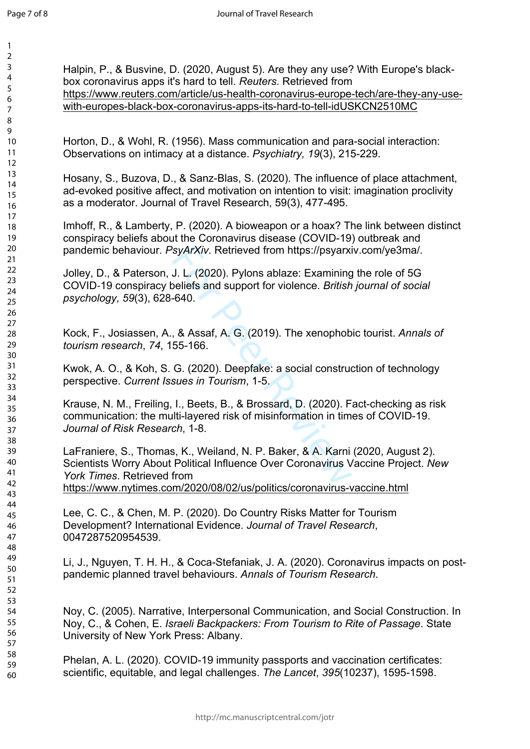Halpin, P., & Busvine, D. (2020, August 5). Are they any use? With Europe's black-box coronavirus apps it's hard to tell. *Reuters*. Retrieved from https://www.reuters.com/article/us-health-coronavirus-europe-tech/are-they-any-use-with-europes-black-box-coronavirus-apps-its-hard-to-tell-idUSKCN2510MC

Horton, D., & Wohl, R. (1956). Mass communication and para-social interaction: Observations on intimacy at a distance. *Psychiatry, 19*(3), 215-229.

Hosany, S., Buzova, D., & Sanz-Blas, S. (2020). The influence of place attachment, ad-evoked positive affect, and motivation on intention to visit: imagination proclivity as a moderator. Journal of Travel Research, 59(3), 477-495.

Imhoff, R., & Lamberty, P. (2020). A bioweapon or a hoax? The link between distinct conspiracy beliefs about the Coronavirus disease (COVID-19) outbreak and pandemic behaviour. *PsyArXiv*. Retrieved from https://psyarxiv.com/ye3ma/.

Jolley, D., & Paterson, J. L. (2020). Pylons ablaze: Examining the role of 5G COVID-19 conspiracy beliefs and support for violence. *British journal of social psychology, 59*(3), 628-640.

Kock, F., Josiassen, A., & Assaf, A. G. (2019). The xenophobic tourist. *Annals of tourism research*, *74*, 155-166.

Kwok, A. O., & Koh, S. G. (2020). Deepfake: a social construction of technology perspective. *Current Issues in Tourism*, 1-5.

Krause, N. M., Freiling, I., Beets, B., & Brossard, D. (2020). Fact-checking as risk communication: the multi-layered risk of misinformation in times of COVID-19. *Journal of Risk Research*, 1-8.

LaFraniere, S., Thomas, K., Weiland, N. P. Baker, & A. Karni (2020, August 2). Scientists Worry About Political Influence Over Coronavirus Vaccine Project. *New York Times*. Retrieved from https://www.nytimes.com/2020/08/02/us/politics/coronavirus-vaccine.html

Lee, C. C., & Chen, M. P. (2020). Do Country Risks Matter for Tourism Development? International Evidence. *Journal of Travel Research*, 0047287520954539.

Li, J., Nguyen, T. H. H., & Coca-Stefaniak, J. A. (2020). Coronavirus impacts on post-pandemic planned travel behaviours. *Annals of Tourism Research*.

Noy, C. (2005). Narrative, Interpersonal Communication, and Social Construction. In Noy, C., & Cohen, E. *Israeli Backpackers: From Tourism to Rite of Passage*. State University of New York Press: Albany.

Phelan, A. L. (2020). COVID-19 immunity passports and vaccination certificates: scientific, equitable, and legal challenges. *The Lancet*, *395*(10237), 1595-1598.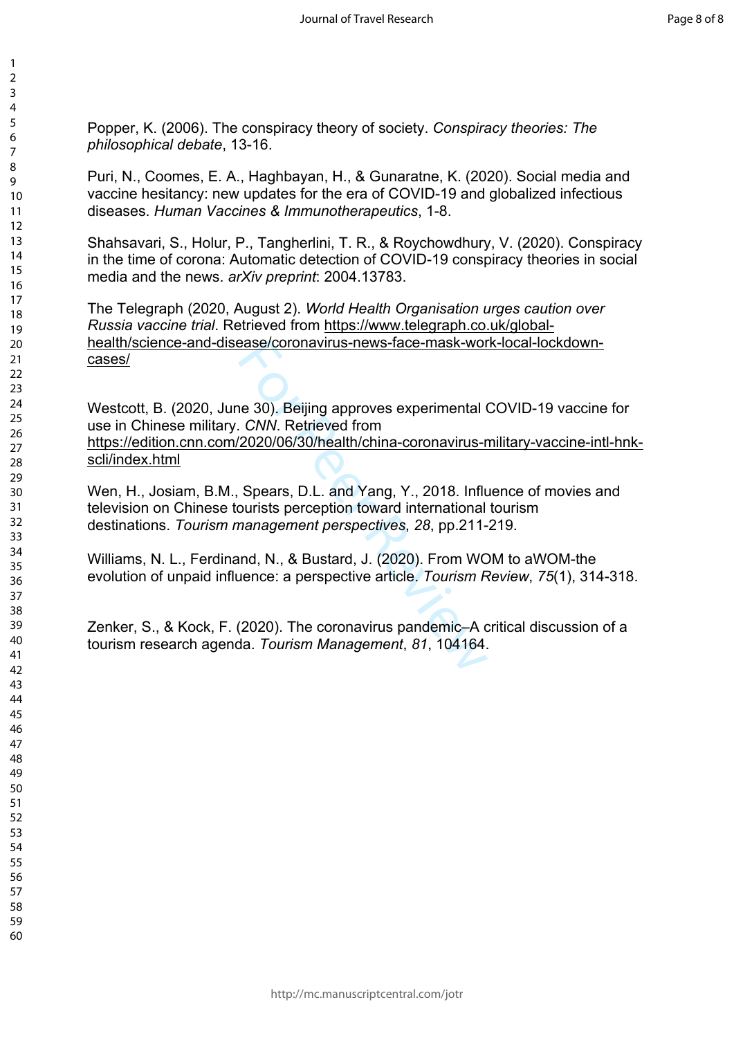Popper, K. (2006). The conspiracy theory of society. *Conspiracy theories: The philosophical debate*, 13-16.

Puri, N., Coomes, E. A., Haghbayan, H., & Gunaratne, K. (2020). Social media and vaccine hesitancy: new updates for the era of COVID-19 and globalized infectious diseases. *Human Vaccines & Immunotherapeutics*, 1-8.

Shahsavari, S., Holur, P., Tangherlini, T. R., & Roychowdhury, V. (2020). Conspiracy in the time of corona: Automatic detection of COVID-19 conspiracy theories in social media and the news. *arXiv preprint*: 2004.13783.

The Telegraph (2020, August 2). *World Health Organisation urges caution over Russia vaccine trial*. Retrieved from https://www.telegraph.co.uk/global-health/science-and-disease/coronavirus-news-face-mask-work-local-lockdown-cases/

Westcott, B. (2020, June 30). Beijing approves experimental COVID-19 vaccine for use in Chinese military. *CNN*. Retrieved from https://edition.cnn.com/2020/06/30/health/china-coronavirus-military-vaccine-intl-hnk-scli/index.html

Wen, H., Josiam, B.M., Spears, D.L. and Yang, Y., 2018. Influence of movies and television on Chinese tourists perception toward international tourism destinations. *Tourism management perspectives*, *28*, pp.211-219.

Williams, N. L., Ferdinand, N., & Bustard, J. (2020). From WOM to aWOM-the evolution of unpaid influence: a perspective article. *Tourism Review*, *75*(1), 314-318.

Zenker, S., & Kock, F. (2020). The coronavirus pandemic–A critical discussion of a tourism research agenda. *Tourism Management*, *81*, 104164.